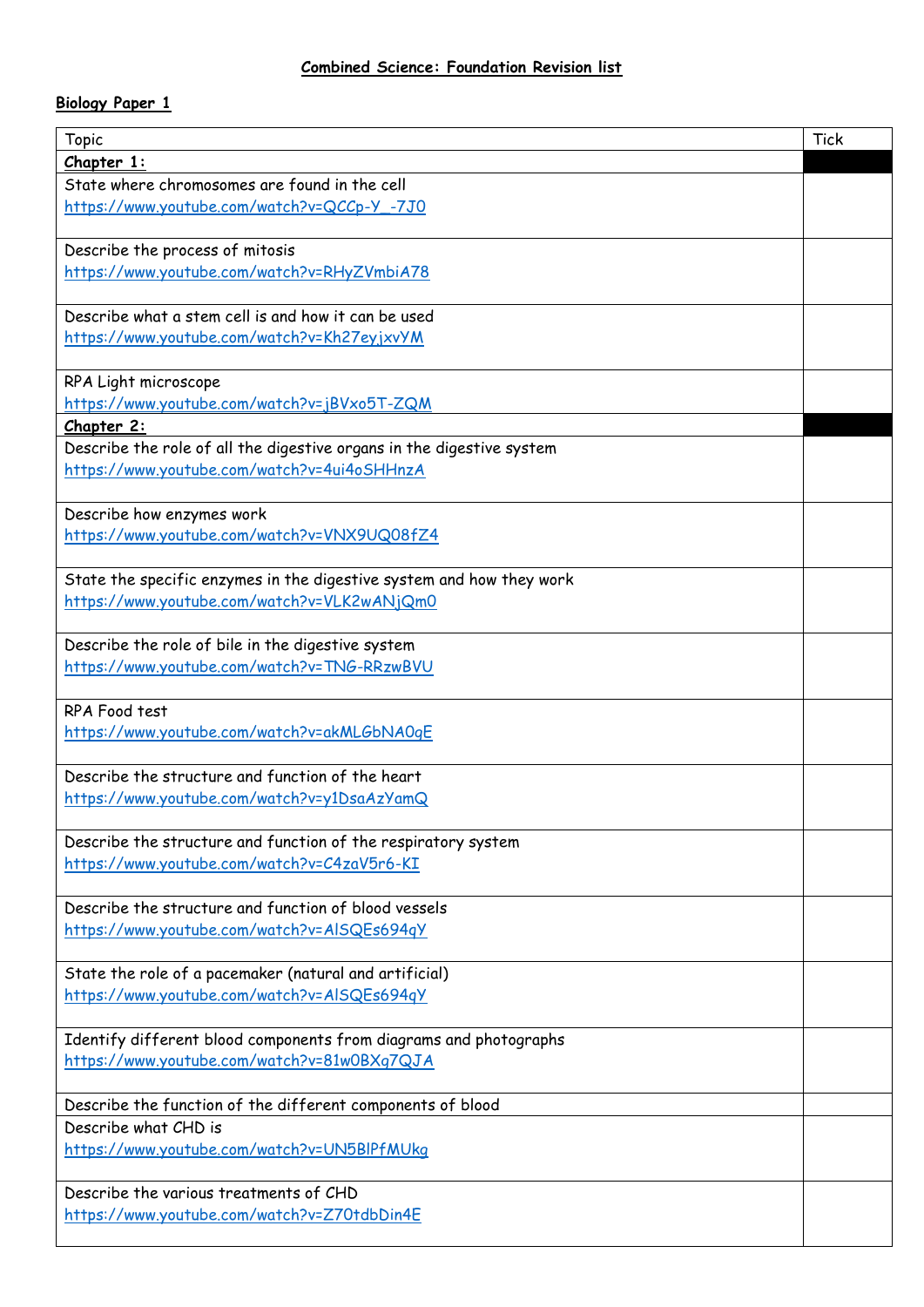# Combined Science: Foundation Revision list

## Biology Paper 1

| Topic | Tick |
|---|---|
| **Chapter 1:** | |
| State where chromosomes are found in the cell https://www.youtube.com/watch?v=QCCp-Y_-7J0 | |
| Describe the process of mitosis https://www.youtube.com/watch?v=RHyZVmbiA78 | |
| Describe what a stem cell is and how it can be used https://www.youtube.com/watch?v=Kh27eyjxvYM | |
| RPA Light microscope https://www.youtube.com/watch?v=jBVxo5T-ZQM | |
| **Chapter 2:** | |
| Describe the role of all the digestive organs in the digestive system https://www.youtube.com/watch?v=4ui4oSHHnzA | |
| Describe how enzymes work https://www.youtube.com/watch?v=VNX9UQ08fZ4 | |
| State the specific enzymes in the digestive system and how they work https://www.youtube.com/watch?v=VLK2wANjQm0 | |
| Describe the role of bile in the digestive system https://www.youtube.com/watch?v=TNG-RRzwBVU | |
| RPA Food test https://www.youtube.com/watch?v=akMLGbNA0qE | |
| Describe the structure and function of the heart https://www.youtube.com/watch?v=y1DsaAzYamQ | |
| Describe the structure and function of the respiratory system https://www.youtube.com/watch?v=C4zaV5r6-KI | |
| Describe the structure and function of blood vessels https://www.youtube.com/watch?v=AlSQEs694qY | |
| State the role of a pacemaker (natural and artificial) https://www.youtube.com/watch?v=AlSQEs694qY | |
| Identify different blood components from diagrams and photographs https://www.youtube.com/watch?v=81w0BXg7QJA | |
| Describe the function of the different components of blood | |
| Describe what CHD is https://www.youtube.com/watch?v=UN5BlPfMUkg | |
| Describe the various treatments of CHD https://www.youtube.com/watch?v=Z70tdbDin4E | |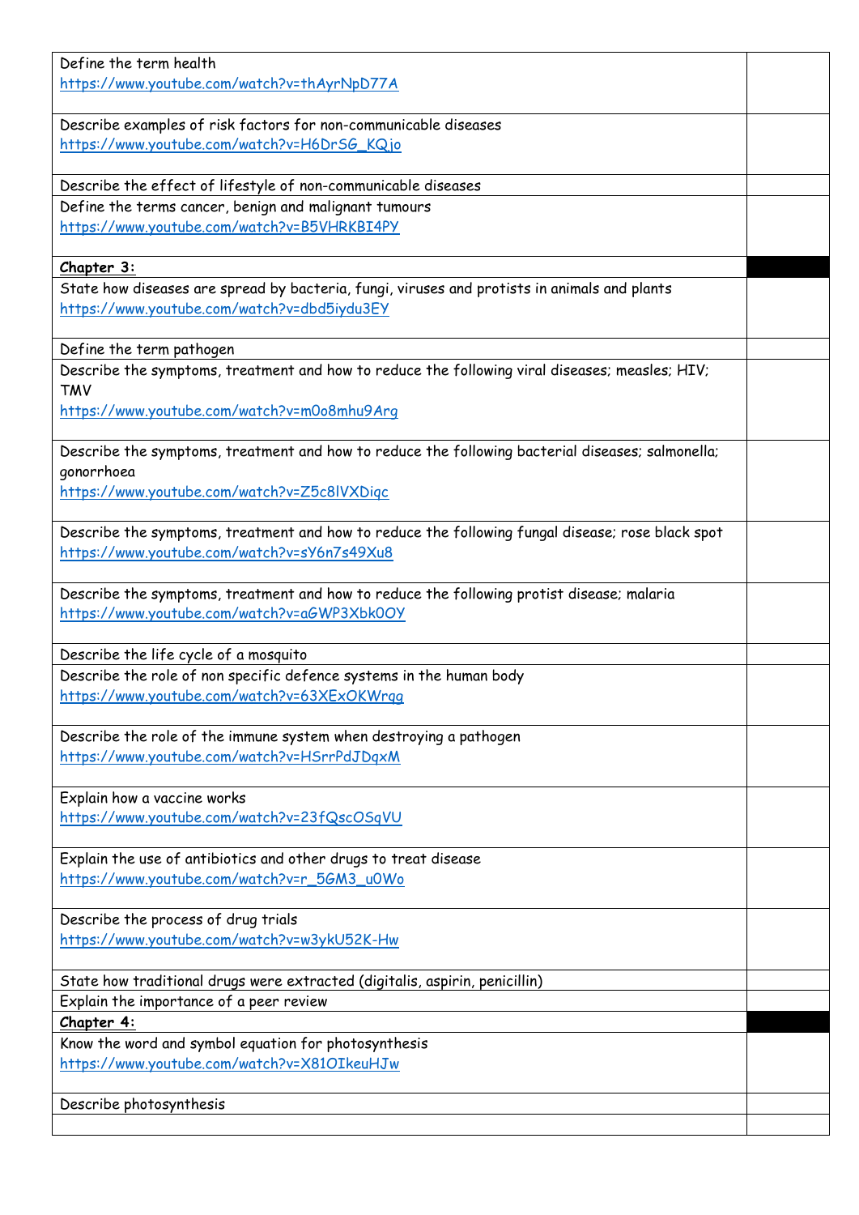| | |
|---|---|
| Define the term health<br>https://www.youtube.com/watch?v=thAyrNpD77A | |
| Describe examples of risk factors for non-communicable diseases<br>https://www.youtube.com/watch?v=H6DrSG_KQjo | |
| Describe the effect of lifestyle of non-communicable diseases | |
| Define the terms cancer, benign and malignant tumours<br>https://www.youtube.com/watch?v=B5VHRKBI4PY | |
| **Chapter 3:** | |
| State how diseases are spread by bacteria, fungi, viruses and protists in animals and plants<br>https://www.youtube.com/watch?v=dbd5iydu3EY | |
| Define the term pathogen | |
| Describe the symptoms, treatment and how to reduce the following viral diseases; measles; HIV; TMV<br>https://www.youtube.com/watch?v=m0o8mhu9Arg | |
| Describe the symptoms, treatment and how to reduce the following bacterial diseases; salmonella; gonorrhoea<br>https://www.youtube.com/watch?v=Z5c8lVXDiqc | |
| Describe the symptoms, treatment and how to reduce the following fungal disease; rose black spot<br>https://www.youtube.com/watch?v=sY6n7s49Xu8 | |
| Describe the symptoms, treatment and how to reduce the following protist disease; malaria<br>https://www.youtube.com/watch?v=aGWP3Xbk0OY | |
| Describe the life cycle of a mosquito | |
| Describe the role of non specific defence systems in the human body<br>https://www.youtube.com/watch?v=63XExOKWrgg | |
| Describe the role of the immune system when destroying a pathogen<br>https://www.youtube.com/watch?v=HSrrPdJDqxM | |
| Explain how a vaccine works<br>https://www.youtube.com/watch?v=23fQscOSqVU | |
| Explain the use of antibiotics and other drugs to treat disease<br>https://www.youtube.com/watch?v=r_5GM3_u0Wo | |
| Describe the process of drug trials<br>https://www.youtube.com/watch?v=w3ykU52K-Hw | |
| State how traditional drugs were extracted (digitalis, aspirin, penicillin) | |
| Explain the importance of a peer review | |
| **Chapter 4:** | |
| Know the word and symbol equation for photosynthesis<br>https://www.youtube.com/watch?v=X81OIkeuHJw | |
| Describe photosynthesis | |
| | |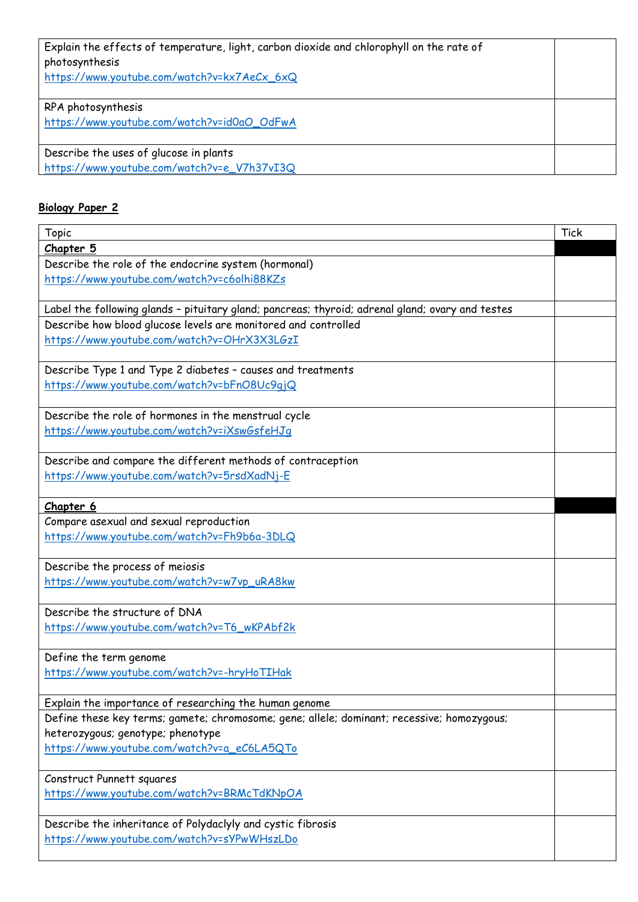| | |
|---|---|
| Explain the effects of temperature, light, carbon dioxide and chlorophyll on the rate of photosynthesis<br>https://www.youtube.com/watch?v=kx7AeCx_6xQ | |
| RPA photosynthesis<br>https://www.youtube.com/watch?v=id0aO_OdFwA | |
| Describe the uses of glucose in plants<br>https://www.youtube.com/watch?v=e_V7h37vI3Q | |

**Biology Paper 2**

| Topic | Tick |
|---|---|
| ***Chapter 5*** | |
| Describe the role of the endocrine system (hormonal)<br>https://www.youtube.com/watch?v=c6olhi88KZs | |
| Label the following glands – pituitary gland; pancreas; thyroid; adrenal gland; ovary and testes | |
| Describe how blood glucose levels are monitored and controlled<br>https://www.youtube.com/watch?v=OHrX3X3LGzI | |
| Describe Type 1 and Type 2 diabetes – causes and treatments<br>https://www.youtube.com/watch?v=bFnO8Uc9gjQ | |
| Describe the role of hormones in the menstrual cycle<br>https://www.youtube.com/watch?v=iXswGsfeHJg | |
| Describe and compare the different methods of contraception<br>https://www.youtube.com/watch?v=5rsdXadNj-E | |
| ***Chapter 6*** | |
| Compare asexual and sexual reproduction<br>https://www.youtube.com/watch?v=Fh9b6a-3DLQ | |
| Describe the process of meiosis<br>https://www.youtube.com/watch?v=w7vp_uRA8kw | |
| Describe the structure of DNA<br>https://www.youtube.com/watch?v=T6_wKPAbf2k | |
| Define the term genome<br>https://www.youtube.com/watch?v=-hryHoTIHak | |
| Explain the importance of researching the human genome | |
| Define these key terms; gamete; chromosome; gene; allele; dominant; recessive; homozygous; heterozygous; genotype; phenotype<br>https://www.youtube.com/watch?v=a_eC6LA5QTo | |
| Construct Punnett squares<br>https://www.youtube.com/watch?v=BRMcTdKNpOA | |
| Describe the inheritance of Polydaclyly and cystic fibrosis<br>https://www.youtube.com/watch?v=sYPwWHszLDo | |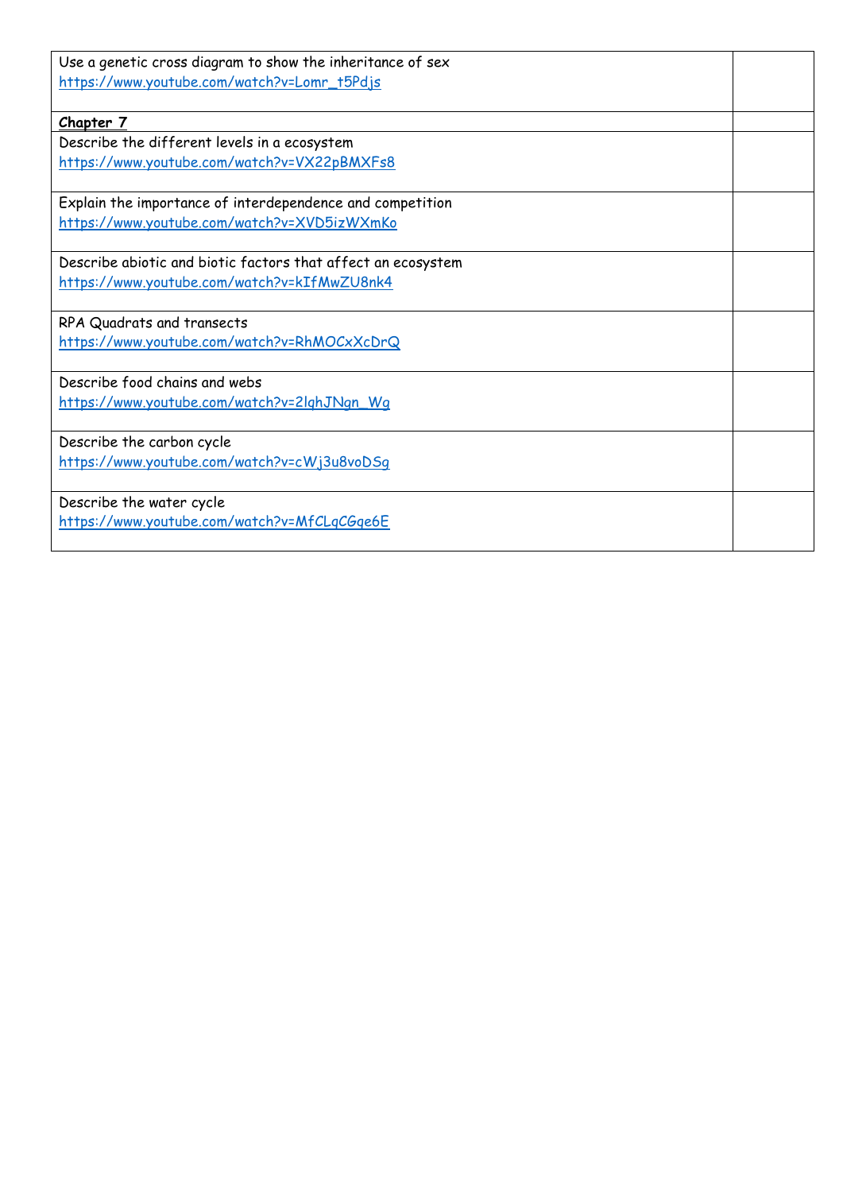| | |
|---|---|
| Use a genetic cross diagram to show the inheritance of sex<br>https://www.youtube.com/watch?v=Lomr_t5Pdjs | |
| **<u>Chapter 7</u>** | |
| Describe the different levels in a ecosystem<br>https://www.youtube.com/watch?v=VX22pBMXFs8 | |
| Explain the importance of interdependence and competition<br>https://www.youtube.com/watch?v=XVD5izWXmKo | |
| Describe abiotic and biotic factors that affect an ecosystem<br>https://www.youtube.com/watch?v=kIfMwZU8nk4 | |
| RPA Quadrats and transects<br>https://www.youtube.com/watch?v=RhMOCxXcDrQ | |
| Describe food chains and webs<br>https://www.youtube.com/watch?v=2lqhJNgn_Wg | |
| Describe the carbon cycle<br>https://www.youtube.com/watch?v=cWj3u8voDSg | |
| Describe the water cycle<br>https://www.youtube.com/watch?v=MfCLqCGqe6E | |